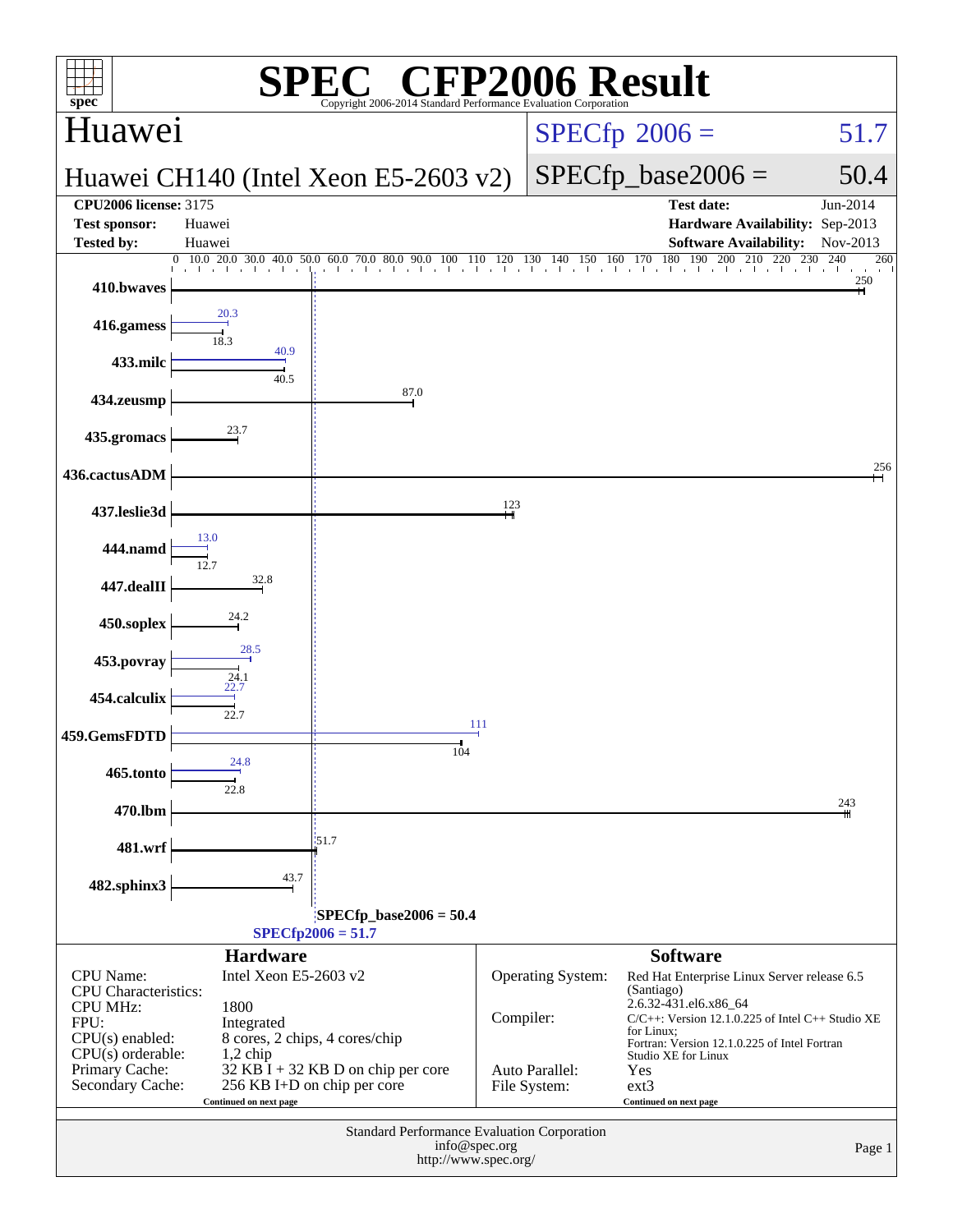# SPEC® CFP2006 Result

Copyright 2006-2014 Standard Performance Evaluation Corporation

## Huawei

## Huawei CH140 (Intel Xeon E5-2603 v2)

**SPECfp 2006 = 51.7**

**SPECfp_base2006 = 50.4**

| | | | |
|---|---|---|---|
| **CPU2006 license:** 3175 | | **Test date:** | Jun-2014 |
| **Test sponsor:** | Huawei | **Hardware Availability:** | Sep-2013 |
| **Tested by:** | Huawei | **Software Availability:** | Nov-2013 |

| Benchmark | Peak | Base |
|---|---|---|
| 410.bwaves | | 250 |
| 416.gamess | 20.3 | 18.3 |
| 433.milc | 40.9 | 40.5 |
| 434.zeusmp | | 87.0 |
| 435.gromacs | | 23.7 |
| 436.cactusADM | | 256 |
| 437.leslie3d | | 123 |
| 444.namd | 13.0 | 12.7 |
| 447.dealII | | 32.8 |
| 450.soplex | | 24.2 |
| 453.povray | 28.5 | 24.1 |
| 454.calculix | 22.7 | 22.7 |
| 459.GemsFDTD | 111 | 104 |
| 465.tonto | 24.8 | 22.8 |
| 470.lbm | | 243 |
| 481.wrf | | 51.7 |
| 482.sphinx3 | | 43.7 |

SPECfp_base2006 = 50.4

SPECfp2006 = 51.7

### Hardware

| | |
|---|---|
| CPU Name: | Intel Xeon E5-2603 v2 |
| CPU Characteristics: | |
| CPU MHz: | 1800 |
| FPU: | Integrated |
| CPU(s) enabled: | 8 cores, 2 chips, 4 cores/chip |
| CPU(s) orderable: | 1,2 chip |
| Primary Cache: | 32 KB I + 32 KB D on chip per core |
| Secondary Cache: | 256 KB I+D on chip per core |

Continued on next page

### Software

| | |
|---|---|
| Operating System: | Red Hat Enterprise Linux Server release 6.5 (Santiago) 2.6.32-431.el6.x86_64 |
| Compiler: | C/C++: Version 12.1.0.225 of Intel C++ Studio XE for Linux; Fortran: Version 12.1.0.225 of Intel Fortran Studio XE for Linux |
| Auto Parallel: | Yes |
| File System: | ext3 |

Continued on next page

Standard Performance Evaluation Corporation
info@spec.org
http://www.spec.org/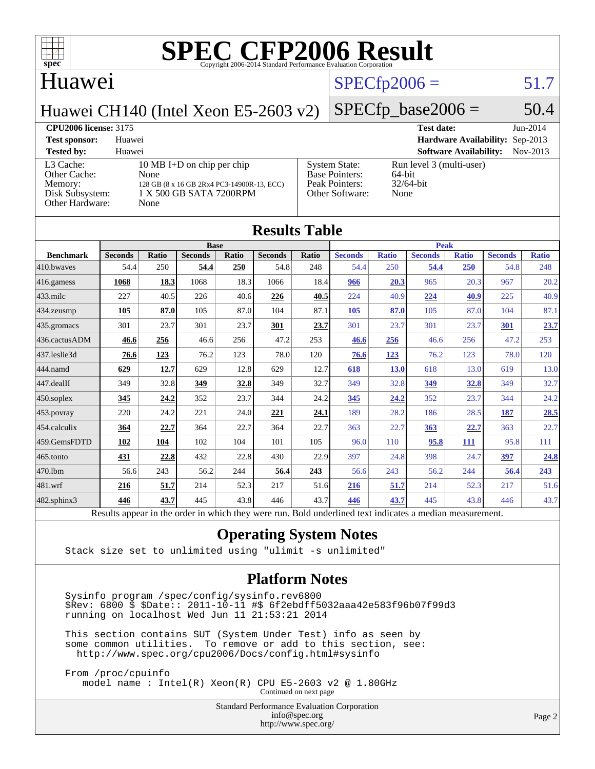# SPEC CFP2006 Result

Copyright 2006-2014 Standard Performance Evaluation Corporation

## Huawei

Huawei CH140 (Intel Xeon E5-2603 v2)

SPECfp2006 = 51.7

SPECfp_base2006 = 50.4

| | | | |
|---|---|---|---|
| **CPU2006 license:** 3175 | | **Test date:** | Jun-2014 |
| **Test sponsor:** | Huawei | **Hardware Availability:** | Sep-2013 |
| **Tested by:** | Huawei | **Software Availability:** | Nov-2013 |

| | | | |
|---|---|---|---|
| L3 Cache: | 10 MB I+D on chip per chip | System State: | Run level 3 (multi-user) |
| Other Cache: | None | Base Pointers: | 64-bit |
| Memory: | 128 GB (8 x 16 GB 2Rx4 PC3-14900R-13, ECC) | Peak Pointers: | 32/64-bit |
| Disk Subsystem: | 1 X 500 GB SATA 7200RPM | Other Software: | None |
| Other Hardware: | None | | |

## Results Table

| | Base | | | | | | Peak | | | | | |
|---|---|---|---|---|---|---|---|---|---|---|---|---|
| **Benchmark** | **Seconds** | **Ratio** | **Seconds** | **Ratio** | **Seconds** | **Ratio** | **Seconds** | **Ratio** | **Seconds** | **Ratio** | **Seconds** | **Ratio** |
| 410.bwaves | 54.4 | 250 | **54.4** | **250** | 54.8 | 248 | 54.4 | 250 | **54.4** | **250** | 54.8 | 248 |
| 416.gamess | **1068** | **18.3** | 1068 | 18.3 | 1066 | 18.4 | **966** | **20.3** | 965 | 20.3 | 967 | 20.2 |
| 433.milc | 227 | 40.5 | 226 | 40.6 | **226** | **40.5** | 224 | 40.9 | **224** | **40.9** | 225 | 40.9 |
| 434.zeusmp | **105** | **87.0** | 105 | 87.0 | 104 | 87.1 | **105** | **87.0** | 105 | 87.0 | 104 | 87.1 |
| 435.gromacs | 301 | 23.7 | 301 | 23.7 | **301** | **23.7** | 301 | 23.7 | 301 | 23.7 | **301** | **23.7** |
| 436.cactusADM | **46.6** | **256** | 46.6 | 256 | 47.2 | 253 | **46.6** | **256** | 46.6 | 256 | 47.2 | 253 |
| 437.leslie3d | **76.6** | **123** | 76.2 | 123 | 78.0 | 120 | **76.6** | **123** | 76.2 | 123 | 78.0 | 120 |
| 444.namd | **629** | **12.7** | 629 | 12.8 | 629 | 12.7 | **618** | **13.0** | 618 | 13.0 | 619 | 13.0 |
| 447.dealII | 349 | 32.8 | **349** | **32.8** | 349 | 32.7 | 349 | 32.8 | **349** | **32.8** | 349 | 32.7 |
| 450.soplex | **345** | **24.2** | 352 | 23.7 | 344 | 24.2 | **345** | **24.2** | 352 | 23.7 | 344 | 24.2 |
| 453.povray | 220 | 24.2 | 221 | 24.0 | **221** | **24.1** | 189 | 28.2 | 186 | 28.5 | **187** | **28.5** |
| 454.calculix | **364** | **22.7** | 364 | 22.7 | 364 | 22.7 | 363 | 22.7 | **363** | **22.7** | 363 | 22.7 |
| 459.GemsFDTD | **102** | **104** | 102 | 104 | 101 | 105 | 96.0 | 110 | **95.8** | **111** | 95.8 | 111 |
| 465.tonto | **431** | **22.8** | 432 | 22.8 | 430 | 22.9 | 397 | 24.8 | 398 | 24.7 | **397** | **24.8** |
| 470.lbm | 56.6 | 243 | 56.2 | 244 | **56.4** | **243** | 56.6 | 243 | 56.2 | 244 | **56.4** | **243** |
| 481.wrf | **216** | **51.7** | 214 | 52.3 | 217 | 51.6 | **216** | **51.7** | 214 | 52.3 | 217 | 51.6 |
| 482.sphinx3 | **446** | **43.7** | 445 | 43.8 | 446 | 43.7 | **446** | **43.7** | 445 | 43.8 | 446 | 43.7 |

Results appear in the order in which they were run. Bold underlined text indicates a median measurement.

## Operating System Notes

```
Stack size set to unlimited using "ulimit -s unlimited"
```

## Platform Notes

```
Sysinfo program /spec/config/sysinfo.rev6800
$Rev: 6800 $ $Date:: 2011-10-11 #$ 6f2ebdff5032aaa42e583f96b07f99d3
running on localhost Wed Jun 11 21:53:21 2014

This section contains SUT (System Under Test) info as seen by
some common utilities.  To remove or add to this section, see:
  http://www.spec.org/cpu2006/Docs/config.html#sysinfo

From /proc/cpuinfo
   model name : Intel(R) Xeon(R) CPU E5-2603 v2 @ 1.80GHz
```

Continued on next page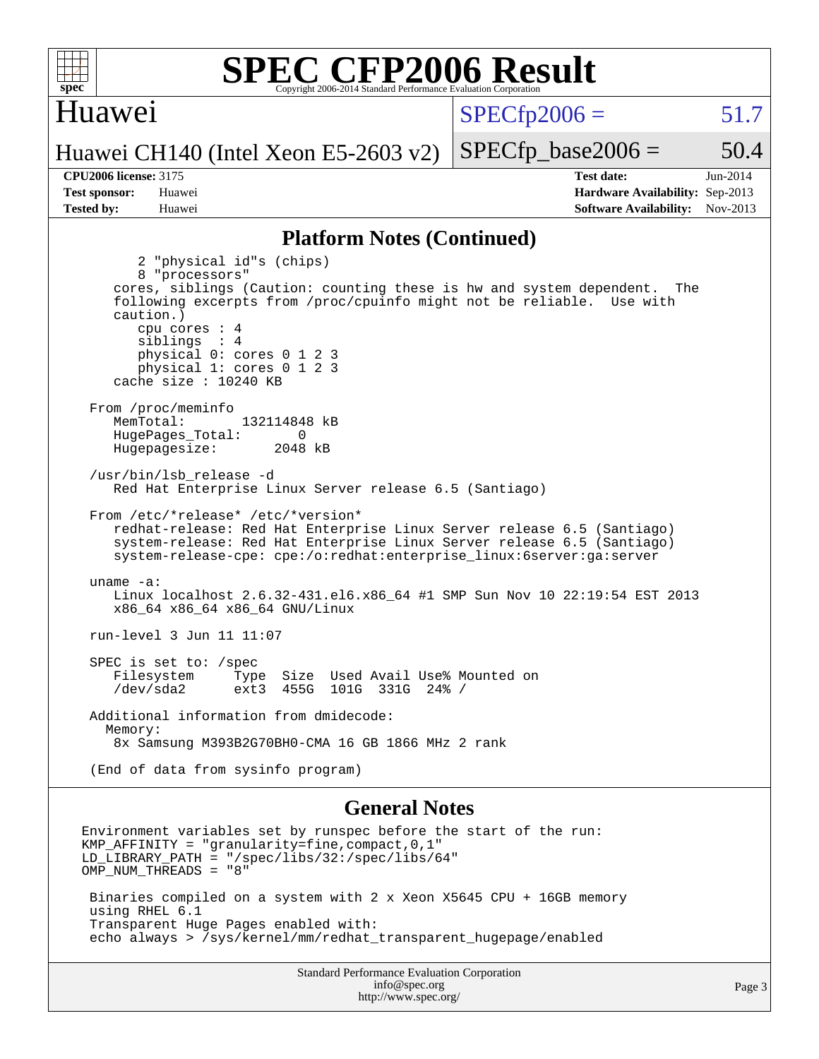## Platform Notes (Continued)

```
        2 "physical id"s (chips)
        8 "processors"
    cores, siblings (Caution: counting these is hw and system dependent.  The
    following excerpts from /proc/cpuinfo might not be reliable.  Use with
    caution.)
        cpu cores : 4
        siblings  : 4
        physical 0: cores 0 1 2 3
        physical 1: cores 0 1 2 3
    cache size : 10240 KB

 From /proc/meminfo
    MemTotal:       132114848 kB
    HugePages_Total:        0
    Hugepagesize:        2048 kB

 /usr/bin/lsb_release -d
    Red Hat Enterprise Linux Server release 6.5 (Santiago)

 From /etc/*release* /etc/*version*
    redhat-release: Red Hat Enterprise Linux Server release 6.5 (Santiago)
    system-release: Red Hat Enterprise Linux Server release 6.5 (Santiago)
    system-release-cpe: cpe:/o:redhat:enterprise_linux:6server:ga:server

 uname -a:
    Linux localhost 2.6.32-431.el6.x86_64 #1 SMP Sun Nov 10 22:19:54 EST 2013
    x86_64 x86_64 x86_64 GNU/Linux

 run-level 3 Jun 11 11:07

 SPEC is set to: /spec
    Filesystem     Type  Size  Used Avail Use% Mounted on
    /dev/sda2      ext3  455G  101G  331G  24% /

 Additional information from dmidecode:
   Memory:
    8x Samsung M393B2G70BH0-CMA 16 GB 1866 MHz 2 rank

 (End of data from sysinfo program)
```

## General Notes

```
Environment variables set by runspec before the start of the run:
KMP_AFFINITY = "granularity=fine,compact,0,1"
LD_LIBRARY_PATH = "/spec/libs/32:/spec/libs/64"
OMP_NUM_THREADS = "8"

 Binaries compiled on a system with 2 x Xeon X5645 CPU + 16GB memory
 using RHEL 6.1
 Transparent Huge Pages enabled with:
 echo always > /sys/kernel/mm/redhat_transparent_hugepage/enabled
```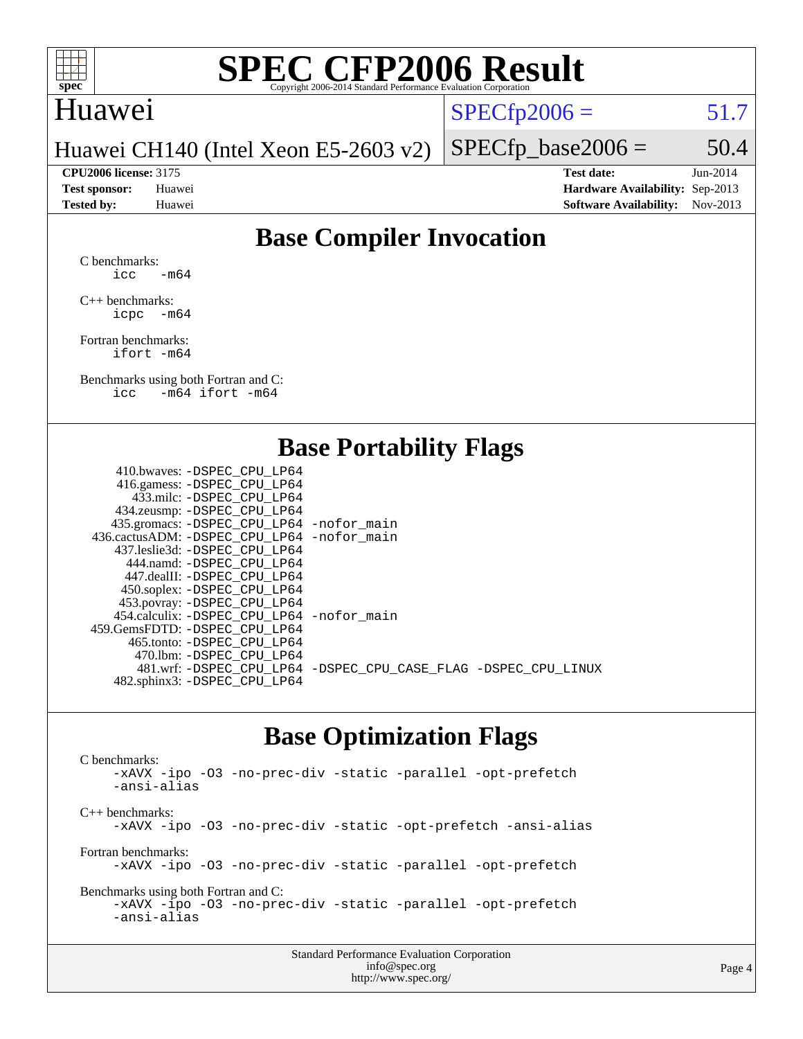# SPEC CFP2006 Result

Copyright 2006-2014 Standard Performance Evaluation Corporation

**Huawei**

Huawei CH140 (Intel Xeon E5-2603 v2)

SPECfp2006 = 51.7

SPECfp_base2006 = 50.4

| | | | |
|---|---|---|---|
| **CPU2006 license:** 3175 | | **Test date:** | Jun-2014 |
| **Test sponsor:** | Huawei | **Hardware Availability:** | Sep-2013 |
| **Tested by:** | Huawei | **Software Availability:** | Nov-2013 |

## Base Compiler Invocation

C benchmarks:
```
icc   -m64
```

C++ benchmarks:
```
icpc  -m64
```

Fortran benchmarks:
```
ifort -m64
```

Benchmarks using both Fortran and C:
```
icc   -m64 ifort -m64
```

## Base Portability Flags

| Benchmark | Flags |
|---|---|
| 410.bwaves: | -DSPEC_CPU_LP64 |
| 416.gamess: | -DSPEC_CPU_LP64 |
| 433.milc: | -DSPEC_CPU_LP64 |
| 434.zeusmp: | -DSPEC_CPU_LP64 |
| 435.gromacs: | -DSPEC_CPU_LP64 -nofor_main |
| 436.cactusADM: | -DSPEC_CPU_LP64 -nofor_main |
| 437.leslie3d: | -DSPEC_CPU_LP64 |
| 444.namd: | -DSPEC_CPU_LP64 |
| 447.dealII: | -DSPEC_CPU_LP64 |
| 450.soplex: | -DSPEC_CPU_LP64 |
| 453.povray: | -DSPEC_CPU_LP64 |
| 454.calculix: | -DSPEC_CPU_LP64 -nofor_main |
| 459.GemsFDTD: | -DSPEC_CPU_LP64 |
| 465.tonto: | -DSPEC_CPU_LP64 |
| 470.lbm: | -DSPEC_CPU_LP64 |
| 481.wrf: | -DSPEC_CPU_LP64 -DSPEC_CPU_CASE_FLAG -DSPEC_CPU_LINUX |
| 482.sphinx3: | -DSPEC_CPU_LP64 |

## Base Optimization Flags

C benchmarks:
```
-xAVX -ipo -O3 -no-prec-div -static -parallel -opt-prefetch
-ansi-alias
```

C++ benchmarks:
```
-xAVX -ipo -O3 -no-prec-div -static -opt-prefetch -ansi-alias
```

Fortran benchmarks:
```
-xAVX -ipo -O3 -no-prec-div -static -parallel -opt-prefetch
```

Benchmarks using both Fortran and C:
```
-xAVX -ipo -O3 -no-prec-div -static -parallel -opt-prefetch
-ansi-alias
```

Standard Performance Evaluation Corporation
info@spec.org
http://www.spec.org/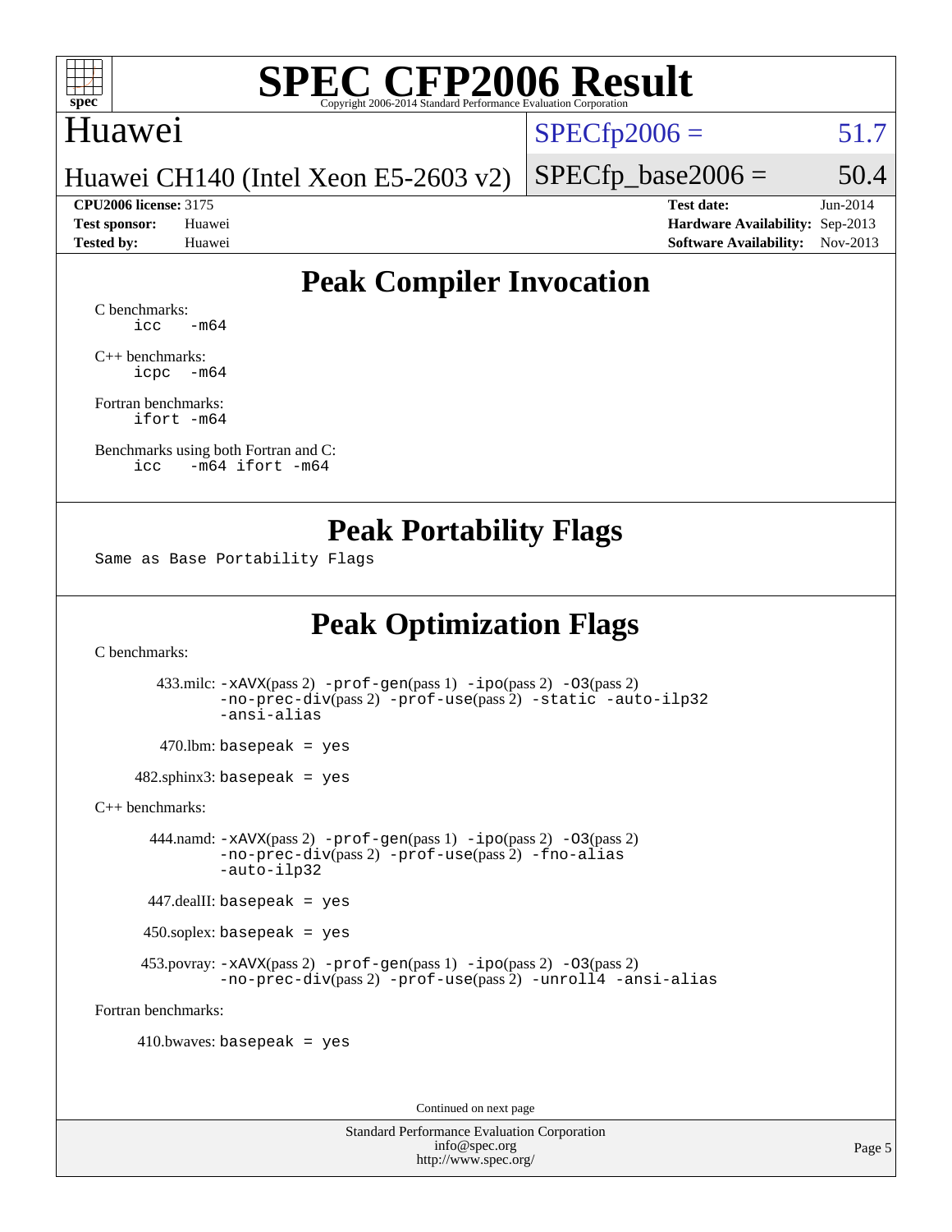# SPEC CFP2006 Result

Copyright 2006-2014 Standard Performance Evaluation Corporation

**Huawei**

**Huawei CH140 (Intel Xeon E5-2603 v2)**

SPECfp2006 = 51.7

SPECfp_base2006 = 50.4

| | | | |
|---|---|---|---|
| **CPU2006 license:** 3175 | | **Test date:** | Jun-2014 |
| **Test sponsor:** | Huawei | **Hardware Availability:** | Sep-2013 |
| **Tested by:** | Huawei | **Software Availability:** | Nov-2013 |

## Peak Compiler Invocation

C benchmarks:
```
icc   -m64
```

C++ benchmarks:
```
icpc  -m64
```

Fortran benchmarks:
```
ifort -m64
```

Benchmarks using both Fortran and C:
```
icc   -m64 ifort -m64
```

## Peak Portability Flags

Same as Base Portability Flags

## Peak Optimization Flags

C benchmarks:

433.milc: -xAVX(pass 2) -prof-gen(pass 1) -ipo(pass 2) -O3(pass 2) -no-prec-div(pass 2) -prof-use(pass 2) -static -auto-ilp32 -ansi-alias

470.lbm: basepeak = yes

482.sphinx3: basepeak = yes

C++ benchmarks:

444.namd: -xAVX(pass 2) -prof-gen(pass 1) -ipo(pass 2) -O3(pass 2) -no-prec-div(pass 2) -prof-use(pass 2) -fno-alias -auto-ilp32

447.dealII: basepeak = yes

450.soplex: basepeak = yes

453.povray: -xAVX(pass 2) -prof-gen(pass 1) -ipo(pass 2) -O3(pass 2) -no-prec-div(pass 2) -prof-use(pass 2) -unroll4 -ansi-alias

Fortran benchmarks:

410.bwaves: basepeak = yes

Continued on next page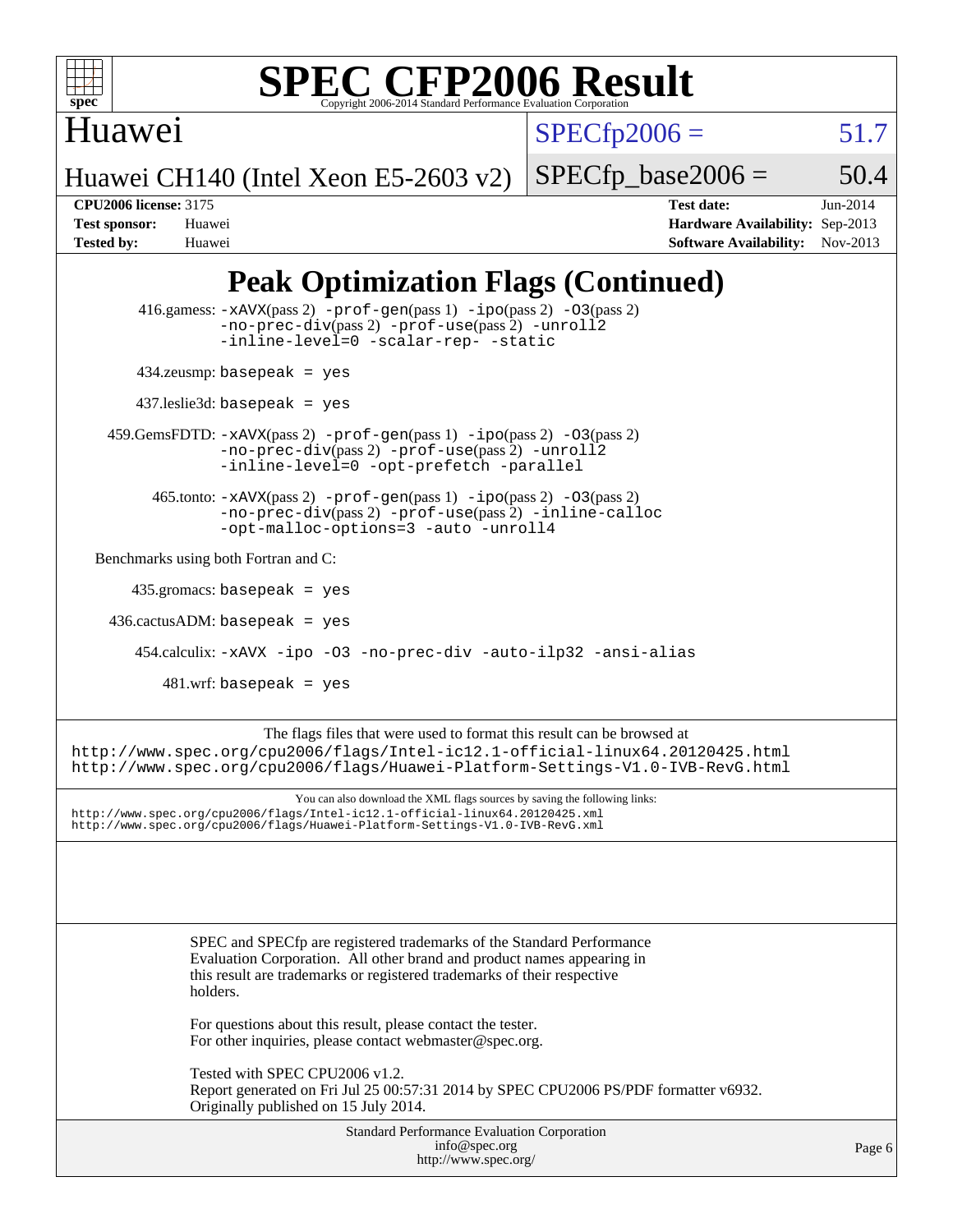# Peak Optimization Flags (Continued)

416.gamess: -xAVX(pass 2) -prof-gen(pass 1) -ipo(pass 2) -O3(pass 2) -no-prec-div(pass 2) -prof-use(pass 2) -unroll2 -inline-level=0 -scalar-rep- -static

434.zeusmp: basepeak = yes

437.leslie3d: basepeak = yes

459.GemsFDTD: -xAVX(pass 2) -prof-gen(pass 1) -ipo(pass 2) -O3(pass 2) -no-prec-div(pass 2) -prof-use(pass 2) -unroll2 -inline-level=0 -opt-prefetch -parallel

465.tonto: -xAVX(pass 2) -prof-gen(pass 1) -ipo(pass 2) -O3(pass 2) -no-prec-div(pass 2) -prof-use(pass 2) -inline-calloc -opt-malloc-options=3 -auto -unroll4

Benchmarks using both Fortran and C:

435.gromacs: basepeak = yes

436.cactusADM: basepeak = yes

454.calculix: -xAVX -ipo -O3 -no-prec-div -auto-ilp32 -ansi-alias

481.wrf: basepeak = yes

The flags files that were used to format this result can be browsed at
http://www.spec.org/cpu2006/flags/Intel-ic12.1-official-linux64.20120425.html
http://www.spec.org/cpu2006/flags/Huawei-Platform-Settings-V1.0-IVB-RevG.html

You can also download the XML flags sources by saving the following links:
http://www.spec.org/cpu2006/flags/Intel-ic12.1-official-linux64.20120425.xml
http://www.spec.org/cpu2006/flags/Huawei-Platform-Settings-V1.0-IVB-RevG.xml

SPEC and SPECfp are registered trademarks of the Standard Performance Evaluation Corporation. All other brand and product names appearing in this result are trademarks or registered trademarks of their respective holders.

For questions about this result, please contact the tester.
For other inquiries, please contact webmaster@spec.org.

Tested with SPEC CPU2006 v1.2.
Report generated on Fri Jul 25 00:57:31 2014 by SPEC CPU2006 PS/PDF formatter v6932.
Originally published on 15 July 2014.